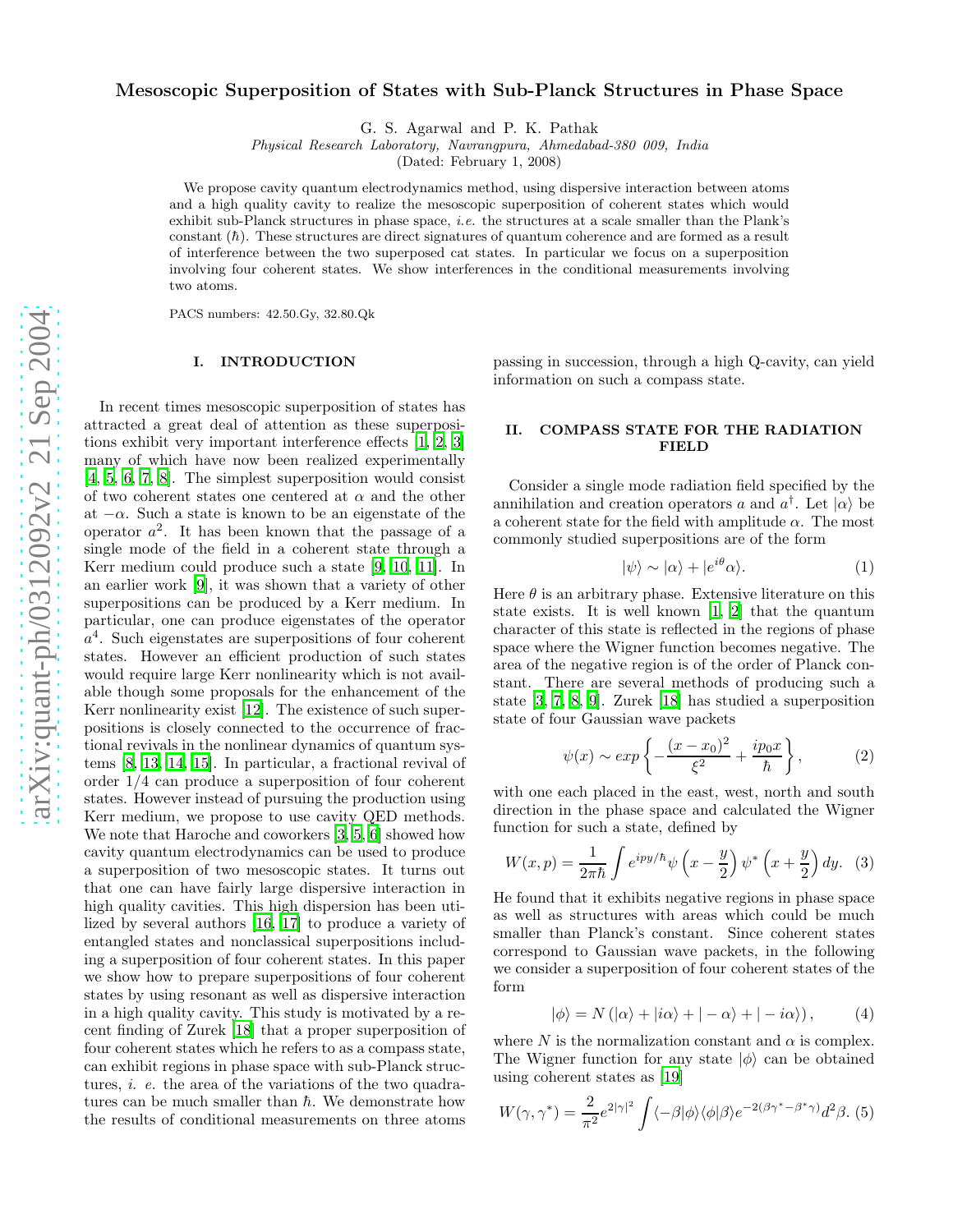# Mesoscopic Superposition of States with Sub-Planck Structures in Phase Space

G. S. Agarwal and P. K. Pathak

*Physical Research Laboratory, Navrangpura, Ahmedabad-380 009, India*

(Dated: February 1, 2008)

We propose cavity quantum electrodynamics method, using dispersive interaction between atoms and a high quality cavity to realize the mesoscopic superposition of coherent states which would exhibit sub-Planck structures in phase space, *i.e.* the structures at a scale smaller than the Plank's constant ($\hbar$). These structures are direct signatures of quantum coherence and are formed as a result of interference between the two superposed cat states. In particular we focus on a superposition involving four coherent states. We show interferences in the conditional measurements involving two atoms.

PACS numbers: 42.50.Gy, 32.80.Qk

## I. INTRODUCTION

In recent times mesoscopic superposition of states has attracted a great deal of attention as these superpositions exhibit very important interference effects [1, 2, 3] many of which have now been realized experimentally [4, 5, 6, 7, 8]. The simplest superposition would consist of two coherent states one centered at $\alpha$ and the other at $-\alpha$. Such a state is known to be an eigenstate of the operator $a^2$. It has been known that the passage of a single mode of the field in a coherent state through a Kerr medium could produce such a state [9, 10, 11]. In an earlier work [9], it was shown that a variety of other superpositions can be produced by a Kerr medium. In particular, one can produce eigenstates of the operator $a^4$. Such eigenstates are superpositions of four coherent states. However an efficient production of such states would require large Kerr nonlinearity which is not available though some proposals for the enhancement of the Kerr nonlinearity exist [12]. The existence of such superpositions is closely connected to the occurrence of fractional revivals in the nonlinear dynamics of quantum systems [8, 13, 14, 15]. In particular, a fractional revival of order 1/4 can produce a superposition of four coherent states. However instead of pursuing the production using Kerr medium, we propose to use cavity QED methods. We note that Haroche and coworkers [3, 5, 6] showed how cavity quantum electrodynamics can be used to produce a superposition of two mesoscopic states. It turns out that one can have fairly large dispersive interaction in high quality cavities. This high dispersion has been utilized by several authors [16, 17] to produce a variety of entangled states and nonclassical superpositions including a superposition of four coherent states. In this paper we show how to prepare superpositions of four coherent states by using resonant as well as dispersive interaction in a high quality cavity. This study is motivated by a recent finding of Zurek [18] that a proper superposition of four coherent states which he refers to as a compass state, can exhibit regions in phase space with sub-Planck structures, *i. e.* the area of the variations of the two quadratures can be much smaller than $\hbar$. We demonstrate how the results of conditional measurements on three atoms passing in succession, through a high Q-cavity, can yield information on such a compass state.

## II. COMPASS STATE FOR THE RADIATION FIELD

Consider a single mode radiation field specified by the annihilation and creation operators $a$ and $a^\dagger$. Let $|\alpha\rangle$ be a coherent state for the field with amplitude $\alpha$. The most commonly studied superpositions are of the form

$$|\psi\rangle \sim |\alpha\rangle + |e^{i\theta}\alpha\rangle. \tag{1}$$

Here $\theta$ is an arbitrary phase. Extensive literature on this state exists. It is well known [1, 2] that the quantum character of this state is reflected in the regions of phase space where the Wigner function becomes negative. The area of the negative region is of the order of Planck constant. There are several methods of producing such a state [3, 7, 8, 9]. Zurek [18] has studied a superposition state of four Gaussian wave packets

$$\psi(x) \sim exp\left\{-\frac{(x-x_0)^2}{\xi^2} + \frac{ip_0 x}{\hbar}\right\}, \tag{2}$$

with one each placed in the east, west, north and south direction in the phase space and calculated the Wigner function for such a state, defined by

$$W(x,p) = \frac{1}{2\pi\hbar}\int e^{ipy/\hbar}\psi\left(x-\frac{y}{2}\right)\psi^*\left(x+\frac{y}{2}\right)dy. \tag{3}$$

He found that it exhibits negative regions in phase space as well as structures with areas which could be much smaller than Planck's constant. Since coherent states correspond to Gaussian wave packets, in the following we consider a superposition of four coherent states of the form

$$|\phi\rangle = N\left(|\alpha\rangle + |i\alpha\rangle + |-\alpha\rangle + |-i\alpha\rangle\right), \tag{4}$$

where $N$ is the normalization constant and $\alpha$ is complex. The Wigner function for any state $|\phi\rangle$ can be obtained using coherent states as [19]

$$W(\gamma,\gamma^*) = \frac{2}{\pi^2}e^{2|\gamma|^2}\int\langle-\beta|\phi\rangle\langle\phi|\beta\rangle e^{-2(\beta\gamma^*-\beta^*\gamma)}d^2\beta. \tag{5}$$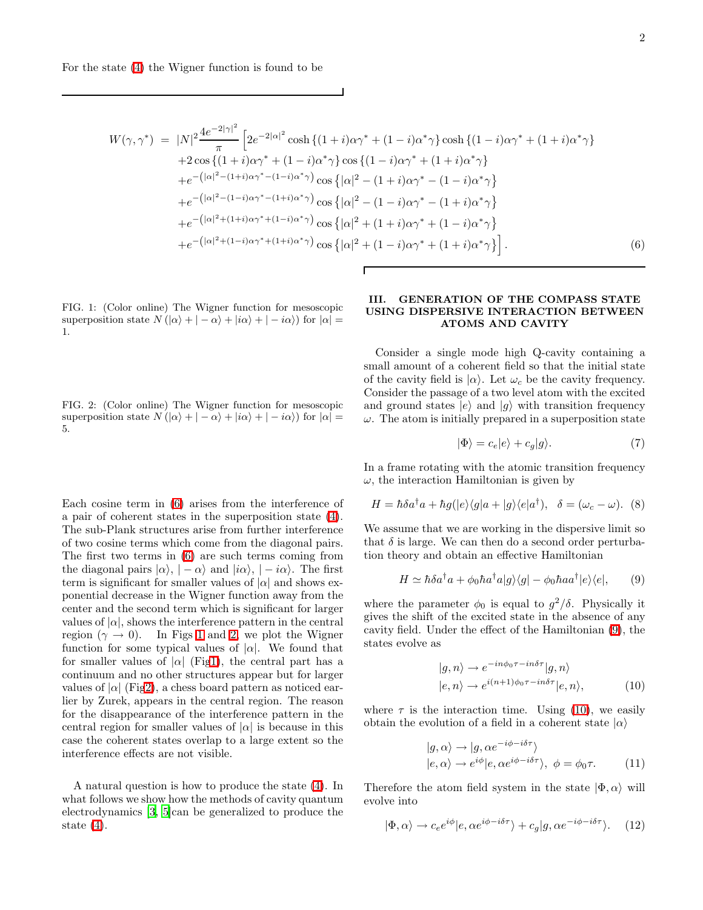For the state (4) the Wigner function is found to be

$$
\begin{aligned}
W(\gamma,\gamma^*) \;=\; & |N|^2 \frac{4e^{-2|\gamma|^2}}{\pi}\Big[2e^{-2|\alpha|^2}\cosh\{(1+i)\alpha\gamma^* + (1-i)\alpha^*\gamma\}\cosh\{(1-i)\alpha\gamma^* + (1+i)\alpha^*\gamma\} \\
& +2\cos\{(1+i)\alpha\gamma^* + (1-i)\alpha^*\gamma\}\cos\{(1-i)\alpha\gamma^* + (1+i)\alpha^*\gamma\} \\
& +e^{-\left(|\alpha|^2-(1+i)\alpha\gamma^*-(1-i)\alpha^*\gamma\right)}\cos\left\{|\alpha|^2-(1+i)\alpha\gamma^*-(1-i)\alpha^*\gamma\right\} \\
& +e^{-\left(|\alpha|^2-(1-i)\alpha\gamma^*-(1+i)\alpha^*\gamma\right)}\cos\left\{|\alpha|^2-(1-i)\alpha\gamma^*-(1+i)\alpha^*\gamma\right\} \\
& +e^{-\left(|\alpha|^2+(1+i)\alpha\gamma^*+(1-i)\alpha^*\gamma\right)}\cos\left\{|\alpha|^2+(1+i)\alpha\gamma^*+(1-i)\alpha^*\gamma\right\} \\
& +e^{-\left(|\alpha|^2+(1-i)\alpha\gamma^*+(1+i)\alpha^*\gamma\right)}\cos\left\{|\alpha|^2+(1-i)\alpha\gamma^*+(1+i)\alpha^*\gamma\right\}\Big]. \qquad (6)
\end{aligned}
$$

FIG. 1: (Color online) The Wigner function for mesoscopic superposition state $N\left(|\alpha\rangle + |-\alpha\rangle + |i\alpha\rangle + |-i\alpha\rangle\right)$ for $|\alpha| = 1$.

FIG. 2: (Color online) The Wigner function for mesoscopic superposition state $N\left(|\alpha\rangle + |-\alpha\rangle + |i\alpha\rangle + |-i\alpha\rangle\right)$ for $|\alpha| = 5$.

Each cosine term in (6) arises from the interference of a pair of coherent states in the superposition state (4). The sub-Plank structures arise from further interference of two cosine terms which come from the diagonal pairs. The first two terms in (6) are such terms coming from the diagonal pairs $|\alpha\rangle$, $|-\alpha\rangle$ and $|i\alpha\rangle$, $|-i\alpha\rangle$. The first term is significant for smaller values of $|\alpha|$ and shows exponential decrease in the Wigner function away from the center and the second term which is significant for larger values of $|\alpha|$, shows the interference pattern in the central region ($\gamma \to 0$). In Figs 1 and 2, we plot the Wigner function for some typical values of $|\alpha|$. We found that for smaller values of $|\alpha|$ (Fig1), the central part has a continuum and no other structures appear but for larger values of $|\alpha|$ (Fig2), a chess board pattern as noticed earlier by Zurek, appears in the central region. The reason for the disappearance of the interference pattern in the central region for smaller values of $|\alpha|$ is because in this case the coherent states overlap to a large extent so the interference effects are not visible.

A natural question is how to produce the state (4). In what follows we show how the methods of cavity quantum electrodynamics [3, 5] can be generalized to produce the state (4).

## III. GENERATION OF THE COMPASS STATE USING DISPERSIVE INTERACTION BETWEEN ATOMS AND CAVITY

Consider a single mode high Q-cavity containing a small amount of a coherent field so that the initial state of the cavity field is $|\alpha\rangle$. Let $\omega_c$ be the cavity frequency. Consider the passage of a two level atom with the excited and ground states $|e\rangle$ and $|g\rangle$ with transition frequency $\omega$. The atom is initially prepared in a superposition state

$$
|\Phi\rangle = c_e|e\rangle + c_g|g\rangle. \qquad (7)
$$

In a frame rotating with the atomic transition frequency $\omega$, the interaction Hamiltonian is given by

$$
H = \hbar\delta a^\dagger a + \hbar g(|e\rangle\langle g|a + |g\rangle\langle e|a^\dagger), \quad \delta = (\omega_c - \omega). \qquad (8)
$$

We assume that we are working in the dispersive limit so that $\delta$ is large. We can then do a second order perturbation theory and obtain an effective Hamiltonian

$$
H \simeq \hbar\delta a^\dagger a + \phi_0\hbar a^\dagger a|g\rangle\langle g| - \phi_0\hbar a a^\dagger|e\rangle\langle e|, \qquad (9)
$$

where the parameter $\phi_0$ is equal to $g^2/\delta$. Physically it gives the shift of the excited state in the absence of any cavity field. Under the effect of the Hamiltonian (9), the states evolve as

$$
\begin{aligned}
|g,n\rangle &\to e^{-in\phi_0\tau - in\delta\tau}|g,n\rangle \\
|e,n\rangle &\to e^{i(n+1)\phi_0\tau - in\delta\tau}|e,n\rangle, \qquad (10)
\end{aligned}
$$

where $\tau$ is the interaction time. Using (10), we easily obtain the evolution of a field in a coherent state $|\alpha\rangle$

$$
\begin{aligned}
|g,\alpha\rangle &\to |g, \alpha e^{-i\phi - i\delta\tau}\rangle \\
|e,\alpha\rangle &\to e^{i\phi}|e, \alpha e^{i\phi - i\delta\tau}\rangle, \;\; \phi = \phi_0\tau. \qquad (11)
\end{aligned}
$$

Therefore the atom field system in the state $|\Phi,\alpha\rangle$ will evolve into

$$
|\Phi,\alpha\rangle \to c_e e^{i\phi}|e, \alpha e^{i\phi - i\delta\tau}\rangle + c_g|g, \alpha e^{-i\phi - i\delta\tau}\rangle. \qquad (12)
$$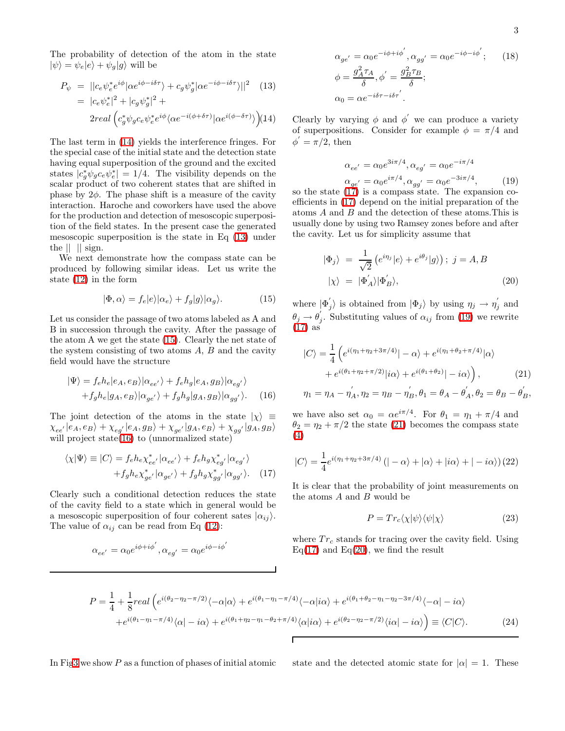The probability of detection of the atom in the state $|\psi\rangle = \psi_e|e\rangle + \psi_g|g\rangle$ will be

$$
\begin{aligned}
P_\psi &= ||c_e\psi_e^* e^{i\phi}|\alpha e^{i\phi - i\delta\tau}\rangle + c_g\psi_g^*|\alpha e^{-i\phi - i\delta\tau}\rangle||^2 \quad (13)\\
&= |c_e\psi_e^*|^2 + |c_g\psi_g^*|^2 + \\
&\quad 2real\left(c_g^*\psi_g c_e\psi_e^* e^{i\phi}\langle\alpha e^{-i(\phi+\delta\tau)}|\alpha e^{i(\phi-\delta\tau)}\rangle\right) \quad (14)
\end{aligned}
$$

The last term in (14) yields the interference fringes. For the special case of the initial state and the detection state having equal superposition of the ground and the excited states $|c_g^*\psi_g c_e\psi_e^*| = 1/4$. The visibility depends on the scalar product of two coherent states that are shifted in phase by $2\phi$. The phase shift is a measure of the cavity interaction. Haroche and coworkers have used the above for the production and detection of mesoscopic superposition of the field states. In the present case the generated mesoscopic superposition is the state in Eq (13) under the || || sign.

We next demonstrate how the compass state can be produced by following similar ideas. Let us write the state (12) in the form

$$
|\Phi, \alpha\rangle = f_e|e\rangle|\alpha_e\rangle + f_g|g\rangle|\alpha_g\rangle. \quad (15)
$$

Let us consider the passage of two atoms labeled as A and B in succession through the cavity. After the passage of the atom A we get the state (15). Clearly the net state of the system consisting of two atoms $A$, $B$ and the cavity field would have the structure

$$
\begin{aligned}
|\Psi\rangle &= f_e h_e|e_A, e_B\rangle|\alpha_{ee'}\rangle + f_e h_g|e_A, g_B\rangle|\alpha_{eg'}\rangle \\
&\quad + f_g h_e|g_A, e_B\rangle|\alpha_{ge'}\rangle + f_g h_g|g_A, g_B\rangle|\alpha_{gg'}\rangle. \quad (16)
\end{aligned}
$$

The joint detection of the atoms in the state $|\chi\rangle \equiv \chi_{ee'}|e_A, e_B\rangle + \chi_{eg'}|e_A, g_B\rangle + \chi_{ge'}|g_A, e_B\rangle + \chi_{gg'}|g_A, g_B\rangle$ will project state(16) to (unnormalized state)

$$
\begin{aligned}
\langle\chi|\Psi\rangle \equiv |C\rangle &= f_e h_e\chi_{ee'}^*|\alpha_{ee'}\rangle + f_e h_g\chi_{eg'}^*|\alpha_{eg'}\rangle \\
&\quad + f_g h_e\chi_{ge'}^*|\alpha_{ge'}\rangle + f_g h_g\chi_{gg'}^*|\alpha_{gg'}\rangle. \quad (17)
\end{aligned}
$$

Clearly such a conditional detection reduces the state of the cavity field to a state which in general would be a mesoscopic superposition of four coherent sates $|\alpha_{ij}\rangle$. The value of $\alpha_{ij}$ can be read from Eq (12):

$$
\begin{aligned}
&\alpha_{ee'} = \alpha_0 e^{i\phi + i\phi'}, \alpha_{eg'} = \alpha_0 e^{i\phi - i\phi'} \\
&\alpha_{ge'} = \alpha_0 e^{-i\phi + i\phi'}, \alpha_{gg'} = \alpha_0 e^{-i\phi - i\phi'}; \quad (18)\\
&\phi = \frac{g_A^2\tau_A}{\delta}, \phi' = \frac{g_B^2\tau_B}{\delta}; \\
&\alpha_0 = \alpha e^{-i\delta\tau - i\delta\tau'}.
\end{aligned}
$$

Clearly by varying $\phi$ and $\phi'$ we can produce a variety of superpositions. Consider for example $\phi = \pi/4$ and $\phi' = \pi/2$, then

$$
\begin{aligned}
&\alpha_{ee'} = \alpha_0 e^{3i\pi/4}, \alpha_{eg'} = \alpha_0 e^{-i\pi/4} \\
&\alpha_{ge'} = \alpha_0 e^{i\pi/4}, \alpha_{gg'} = \alpha_0 e^{-3i\pi/4}, \quad (19)
\end{aligned}
$$

so the state (17) is a compass state. The expansion coefficients in (17) depend on the initial preparation of the atoms $A$ and $B$ and the detection of these atoms.This is usually done by using two Ramsey zones before and after the cavity. Let us for simplicity assume that

$$
\begin{aligned}
|\Phi_j\rangle &= \frac{1}{\sqrt{2}}\left(e^{i\eta_j}|e\rangle + e^{i\theta_j}|g\rangle\right); \; j = A, B \\
|\chi\rangle &= |\Phi_A'\rangle|\Phi_B'\rangle, \quad (20)
\end{aligned}
$$

where $|\Phi_j'\rangle$ is obtained from $|\Phi_j\rangle$ by using $\eta_j \to \eta_j'$ and $\theta_j \to \theta_j'$. Substituting values of $\alpha_{ij}$ from (19) we rewrite (17) as

$$
\begin{aligned}
|C\rangle &= \frac{1}{4}\Big(e^{i(\eta_1+\eta_2+3\pi/4)}|-\alpha\rangle + e^{i(\eta_1+\theta_2+\pi/4)}|\alpha\rangle \\
&\quad + e^{i(\theta_1+\eta_2+\pi/2)}|i\alpha\rangle + e^{i(\theta_1+\theta_2)}|-i\alpha\rangle\Big), \quad (21)\\
&\eta_1 = \eta_A - \eta_A', \eta_2 = \eta_B - \eta_B', \theta_1 = \theta_A - \theta_A', \theta_2 = \theta_B - \theta_B',
\end{aligned}
$$

we have also set $\alpha_0 = \alpha e^{i\pi/4}$. For $\theta_1 = \eta_1 + \pi/4$ and $\theta_2 = \eta_2 + \pi/2$ the state (21) becomes the compass state (4)

$$
|C\rangle = \frac{1}{4}e^{i(\eta_1+\eta_2+3\pi/4)}\left(|-\alpha\rangle + |\alpha\rangle + |i\alpha\rangle + |-i\alpha\rangle\right) \quad (22)
$$

It is clear that the probability of joint measurements on the atoms $A$ and $B$ would be

$$
P = Tr_c\langle\chi|\psi\rangle\langle\psi|\chi\rangle \quad (23)
$$

where $Tr_c$ stands for tracing over the cavity field. Using Eq(17) and Eq(20), we find the result

$$
\begin{aligned}
P = \frac{1}{4} + \frac{1}{8}real\Big(&e^{i(\theta_2-\eta_2-\pi/2)}\langle-\alpha|\alpha\rangle + e^{i(\theta_1-\eta_1-\pi/4)}\langle-\alpha|i\alpha\rangle + e^{i(\theta_1+\theta_2-\eta_1-\eta_2-3\pi/4)}\langle-\alpha|-i\alpha\rangle \\
&+ e^{i(\theta_1-\eta_1-\pi/4)}\langle\alpha|-i\alpha\rangle + e^{i(\theta_1+\eta_2-\eta_1-\theta_2+\pi/4)}\langle\alpha|i\alpha\rangle + e^{i(\theta_2-\eta_2-\pi/2)}\langle i\alpha|-i\alpha\rangle\Big) \equiv \langle C|C\rangle. \quad (24)
\end{aligned}
$$

In Fig3 we show $P$ as a function of phases of initial atomic state and the detected atomic state for $|\alpha| = 1$. These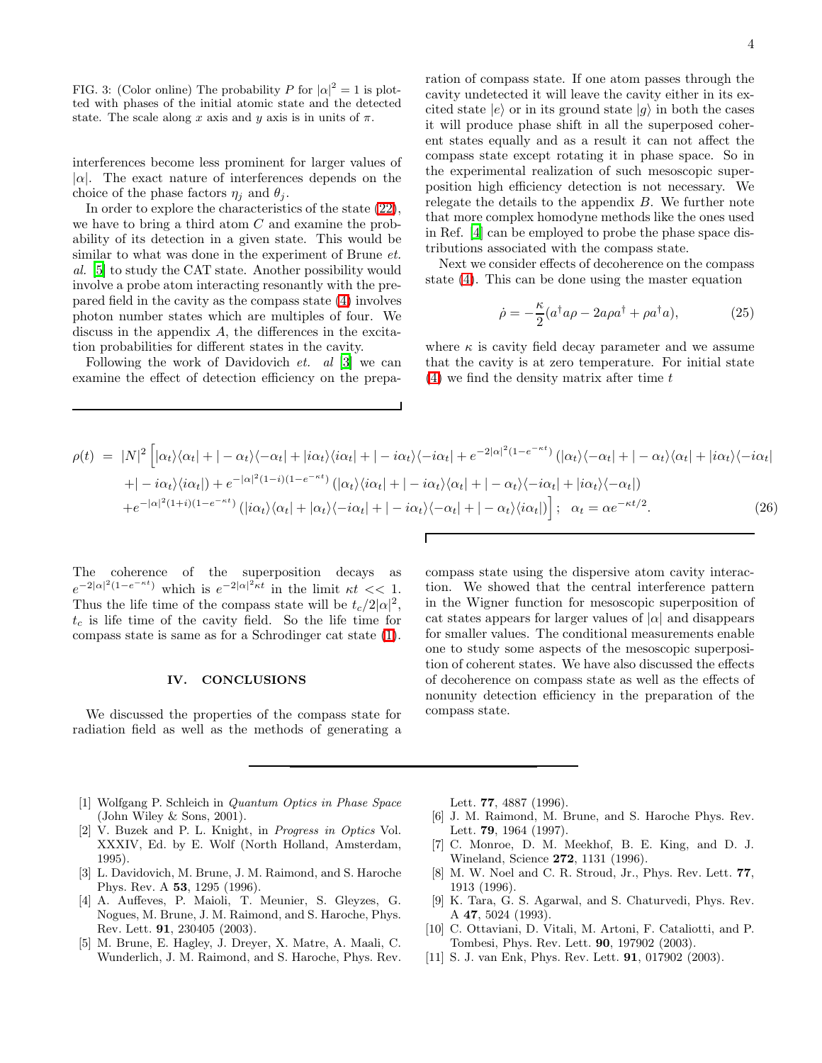FIG. 3: (Color online) The probability $P$ for $|\alpha|^2 = 1$ is plotted with phases of the initial atomic state and the detected state. The scale along $x$ axis and $y$ axis is in units of $\pi$.

interferences become less prominent for larger values of $|\alpha|$. The exact nature of interferences depends on the choice of the phase factors $\eta_j$ and $\theta_j$.

In order to explore the characteristics of the state (22), we have to bring a third atom $C$ and examine the probability of its detection in a given state. This would be similar to what was done in the experiment of Brune *et. al.* [5] to study the CAT state. Another possibility would involve a probe atom interacting resonantly with the prepared field in the cavity as the compass state (4) involves photon number states which are multiples of four. We discuss in the appendix $A$, the differences in the excitation probabilities for different states in the cavity.

Following the work of Davidovich *et. al* [3] we can examine the effect of detection efficiency on the preparation of compass state. If one atom passes through the cavity undetected it will leave the cavity either in its excited state $|e\rangle$ or in its ground state $|g\rangle$ in both the cases it will produce phase shift in all the superposed coherent states equally and as a result it can not affect the compass state except rotating it in phase space. So in the experimental realization of such mesoscopic superposition high efficiency detection is not necessary. We relegate the details to the appendix $B$. We further note that more complex homodyne methods like the ones used in Ref. [4] can be employed to probe the phase space distributions associated with the compass state.

Next we consider effects of decoherence on the compass state (4). This can be done using the master equation

$$\dot{\rho} = -\frac{\kappa}{2}(a^\dagger a\rho - 2a\rho a^\dagger + \rho a^\dagger a), \tag{25}$$

where $\kappa$ is cavity field decay parameter and we assume that the cavity is at zero temperature. For initial state (4) we find the density matrix after time $t$

$$\begin{aligned}
\rho(t) \;=\; & |N|^2 \Big[|\alpha_t\rangle\langle\alpha_t| + |-\alpha_t\rangle\langle-\alpha_t| + |i\alpha_t\rangle\langle i\alpha_t| + |-i\alpha_t\rangle\langle -i\alpha_t| + e^{-2|\alpha|^2(1-e^{-\kappa t})}\left(|\alpha_t\rangle\langle-\alpha_t| + |-\alpha_t\rangle\langle\alpha_t| + |i\alpha_t\rangle\langle -i\alpha_t|\right. \\
& \left. +|-i\alpha_t\rangle\langle i\alpha_t|\right) + e^{-|\alpha|^2(1-i)(1-e^{-\kappa t})}\left(|\alpha_t\rangle\langle i\alpha_t| + |-i\alpha_t\rangle\langle\alpha_t| + |-\alpha_t\rangle\langle -i\alpha_t| + |i\alpha_t\rangle\langle-\alpha_t|\right) \\
& + e^{-|\alpha|^2(1+i)(1-e^{-\kappa t})}\left(|i\alpha_t\rangle\langle\alpha_t| + |\alpha_t\rangle\langle -i\alpha_t| + |-i\alpha_t\rangle\langle-\alpha_t| + |-\alpha_t\rangle\langle i\alpha_t|\right)\Big]; \quad \alpha_t = \alpha e^{-\kappa t/2}.
\end{aligned} \tag{26}$$

The coherence of the superposition decays as $e^{-2|\alpha|^2(1-e^{-\kappa t})}$ which is $e^{-2|\alpha|^2\kappa t}$ in the limit $\kappa t << 1$. Thus the life time of the compass state will be $t_c/2|\alpha|^2$, $t_c$ is life time of the cavity field. So the life time for compass state is same as for a Schrodinger cat state (1).

## IV. CONCLUSIONS

We discussed the properties of the compass state for radiation field as well as the methods of generating a compass state using the dispersive atom cavity interaction. We showed that the central interference pattern in the Wigner function for mesoscopic superposition of cat states appears for larger values of $|\alpha|$ and disappears for smaller values. The conditional measurements enable one to study some aspects of the mesoscopic superposition of coherent states. We have also discussed the effects of decoherence on compass state as well as the effects of nonunity detection efficiency in the preparation of the compass state.

---

[1] Wolfgang P. Schleich in *Quantum Optics in Phase Space* (John Wiley & Sons, 2001).

[2] V. Buzek and P. L. Knight, in *Progress in Optics* Vol. XXXIV, Ed. by E. Wolf (North Holland, Amsterdam, 1995).

[3] L. Davidovich, M. Brune, J. M. Raimond, and S. Haroche Phys. Rev. A **53**, 1295 (1996).

[4] A. Auffeves, P. Maioli, T. Meunier, S. Gleyzes, G. Nogues, M. Brune, J. M. Raimond, and S. Haroche, Phys. Rev. Lett. **91**, 230405 (2003).

[5] M. Brune, E. Hagley, J. Dreyer, X. Matre, A. Maali, C. Wunderlich, J. M. Raimond, and S. Haroche, Phys. Rev. Lett. **77**, 4887 (1996).

[6] J. M. Raimond, M. Brune, and S. Haroche Phys. Rev. Lett. **79**, 1964 (1997).

[7] C. Monroe, D. M. Meekhof, B. E. King, and D. J. Wineland, Science **272**, 1131 (1996).

[8] M. W. Noel and C. R. Stroud, Jr., Phys. Rev. Lett. **77**, 1913 (1996).

[9] K. Tara, G. S. Agarwal, and S. Chaturvedi, Phys. Rev. A **47**, 5024 (1993).

[10] C. Ottaviani, D. Vitali, M. Artoni, F. Cataliotti, and P. Tombesi, Phys. Rev. Lett. **90**, 197902 (2003).

[11] S. J. van Enk, Phys. Rev. Lett. **91**, 017902 (2003).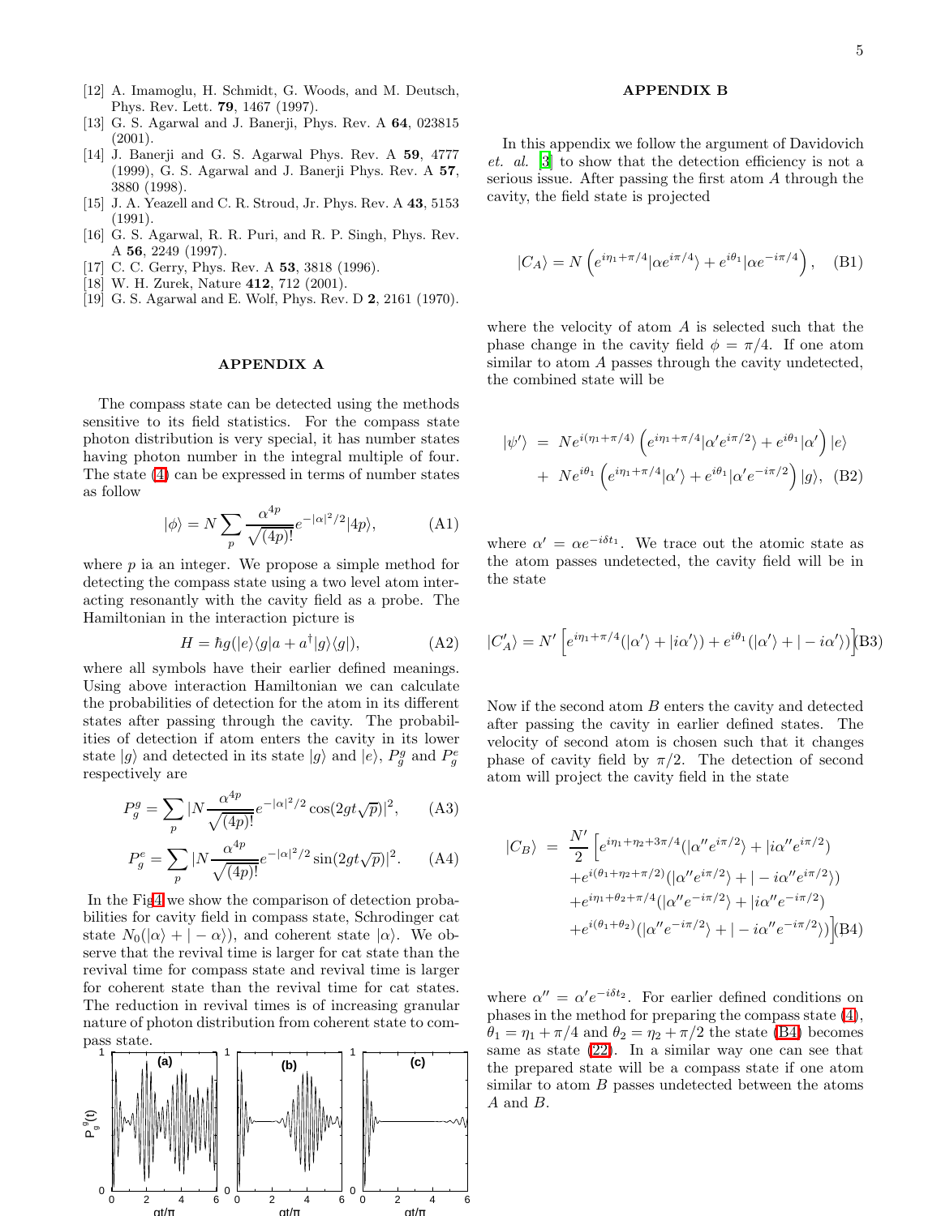[12] A. Imamoglu, H. Schmidt, G. Woods, and M. Deutsch, Phys. Rev. Lett. **79**, 1467 (1997).
[13] G. S. Agarwal and J. Banerji, Phys. Rev. A **64**, 023815 (2001).
[14] J. Banerji and G. S. Agarwal Phys. Rev. A **59**, 4777 (1999), G. S. Agarwal and J. Banerji Phys. Rev. A **57**, 3880 (1998).
[15] J. A. Yeazell and C. R. Stroud, Jr. Phys. Rev. A **43**, 5153 (1991).
[16] G. S. Agarwal, R. R. Puri, and R. P. Singh, Phys. Rev. A **56**, 2249 (1997).
[17] C. C. Gerry, Phys. Rev. A **53**, 3818 (1996).
[18] W. H. Zurek, Nature **412**, 712 (2001).
[19] G. S. Agarwal and E. Wolf, Phys. Rev. D **2**, 2161 (1970).

## APPENDIX A

The compass state can be detected using the methods sensitive to its field statistics. For the compass state photon distribution is very special, it has number states having photon number in the integral multiple of four. The state (4) can be expressed in terms of number states as follow

$$|\phi\rangle = N\sum_{p}\frac{\alpha^{4p}}{\sqrt{(4p)!}}e^{-|\alpha|^2/2}|4p\rangle, \tag{A1}$$

where $p$ ia an integer. We propose a simple method for detecting the compass state using a two level atom interacting resonantly with the cavity field as a probe. The Hamiltonian in the interaction picture is

$$H = \hbar g(|e\rangle\langle g|a + a^{\dagger}|g\rangle\langle g|), \tag{A2}$$

where all symbols have their earlier defined meanings. Using above interaction Hamiltonian we can calculate the probabilities of detection for the atom in its different states after passing through the cavity. The probabilities of detection if atom enters the cavity in its lower state $|g\rangle$ and detected in its state $|g\rangle$ and $|e\rangle$, $P_g^g$ and $P_g^e$ respectively are

$$P_g^g = \sum_{p}|N\frac{\alpha^{4p}}{\sqrt{(4p)!}}e^{-|\alpha|^2/2}\cos(2gt\sqrt{p})|^2, \tag{A3}$$

$$P_g^e = \sum_{p}|N\frac{\alpha^{4p}}{\sqrt{(4p)!}}e^{-|\alpha|^2/2}\sin(2gt\sqrt{p})|^2. \tag{A4}$$

In the Fig4 we show the comparison of detection probabilities for cavity field in compass state, Schrodinger cat state $N_0(|\alpha\rangle + |-\alpha\rangle)$, and coherent state $|\alpha\rangle$. We observe that the revival time is larger for cat state than the revival time for compass state and revival time is larger for coherent state than the revival time for cat states. The reduction in revival times is of increasing granular nature of photon distribution from coherent state to compass state.

## APPENDIX B

In this appendix we follow the argument of Davidovich *et. al.* [3] to show that the detection efficiency is not a serious issue. After passing the first atom $A$ through the cavity, the field state is projected

$$|C_A\rangle = N\left(e^{i\eta_1+\pi/4}|\alpha e^{i\pi/4}\rangle + e^{i\theta_1}|\alpha e^{-i\pi/4}\rangle\right), \tag{B1}$$

where the velocity of atom $A$ is selected such that the phase change in the cavity field $\phi = \pi/4$. If one atom similar to atom $A$ passes through the cavity undetected, the combined state will be

$$\begin{aligned}|\psi'\rangle &= Ne^{i(\eta_1+\pi/4)}\left(e^{i\eta_1+\pi/4}|\alpha' e^{i\pi/2}\rangle + e^{i\theta_1}|\alpha'\rangle\right)|e\rangle \\ &+ Ne^{i\theta_1}\left(e^{i\eta_1+\pi/4}|\alpha'\rangle + e^{i\theta_1}|\alpha' e^{-i\pi/2}\rangle\right)|g\rangle, \end{aligned} \tag{B2}$$

where $\alpha' = \alpha e^{-i\delta t_1}$. We trace out the atomic state as the atom passes undetected, the cavity field will be in the state

$$|C'_A\rangle = N'\left[e^{i\eta_1+\pi/4}(|\alpha'\rangle + |i\alpha'\rangle) + e^{i\theta_1}(|\alpha'\rangle + |-i\alpha'\rangle)\right] \tag{B3}$$

Now if the second atom $B$ enters the cavity and detected after passing the cavity in earlier defined states. The velocity of second atom is chosen such that it changes phase of cavity field by $\pi/2$. The detection of second atom will project the cavity field in the state

$$\begin{aligned}|C_B\rangle &= \frac{N'}{2}\Big[e^{i\eta_1+\eta_2+3\pi/4}(|\alpha'' e^{i\pi/2}\rangle + |i\alpha'' e^{i\pi/2}\rangle) \\ &+ e^{i(\theta_1+\eta_2+\pi/2)}(|\alpha'' e^{i\pi/2}\rangle + |-i\alpha'' e^{i\pi/2}\rangle) \\ &+ e^{i\eta_1+\theta_2+\pi/4}(|\alpha'' e^{-i\pi/2}\rangle + |i\alpha'' e^{-i\pi/2}\rangle) \\ &+ e^{i(\theta_1+\theta_2)}(|\alpha'' e^{-i\pi/2}\rangle + |-i\alpha'' e^{-i\pi/2}\rangle)\Big] \end{aligned} \tag{B4}$$

where $\alpha'' = \alpha' e^{-i\delta t_2}$. For earlier defined conditions on phases in the method for preparing the compass state (4), $\theta_1 = \eta_1 + \pi/4$ and $\theta_2 = \eta_2 + \pi/2$ the state (B4) becomes same as state (22). In a similar way one can see that the prepared state will be a compass state if one atom similar to atom $B$ passes undetected between the atoms $A$ and $B$.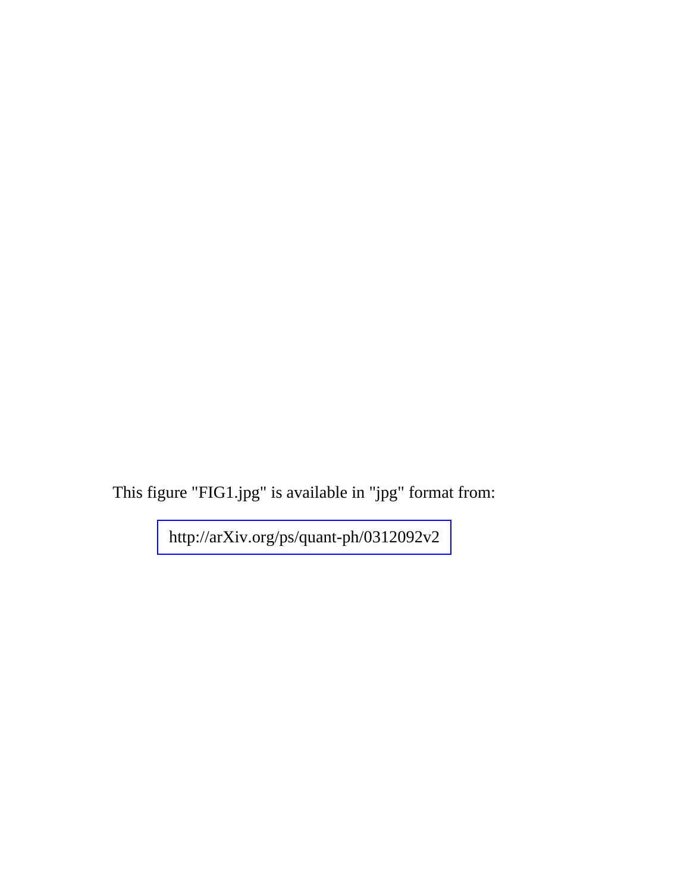This figure "FIG1.jpg" is available in "jpg" format from:

http://arXiv.org/ps/quant-ph/0312092v2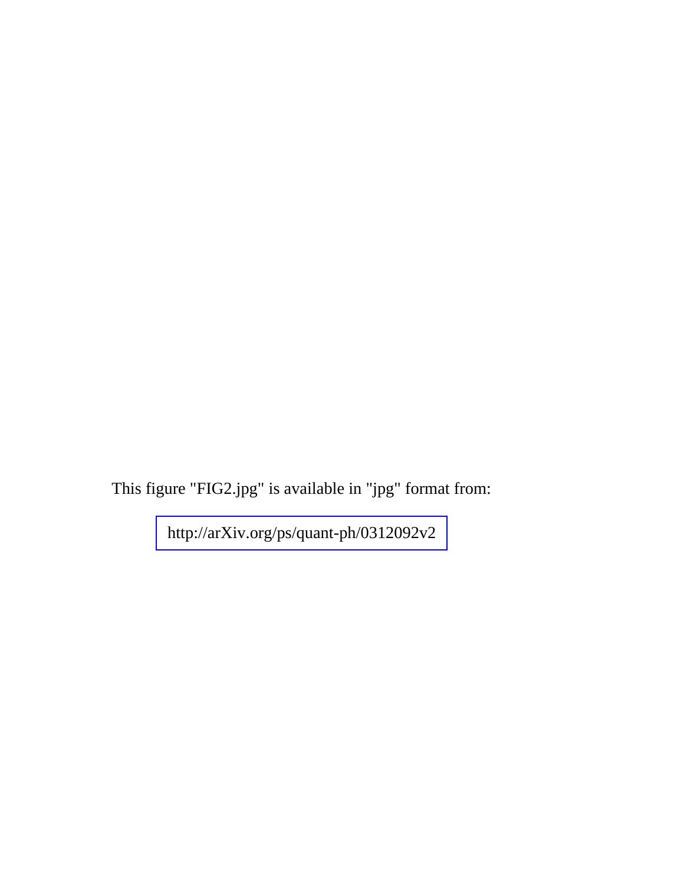This figure "FIG2.jpg" is available in "jpg" format from:

http://arXiv.org/ps/quant-ph/0312092v2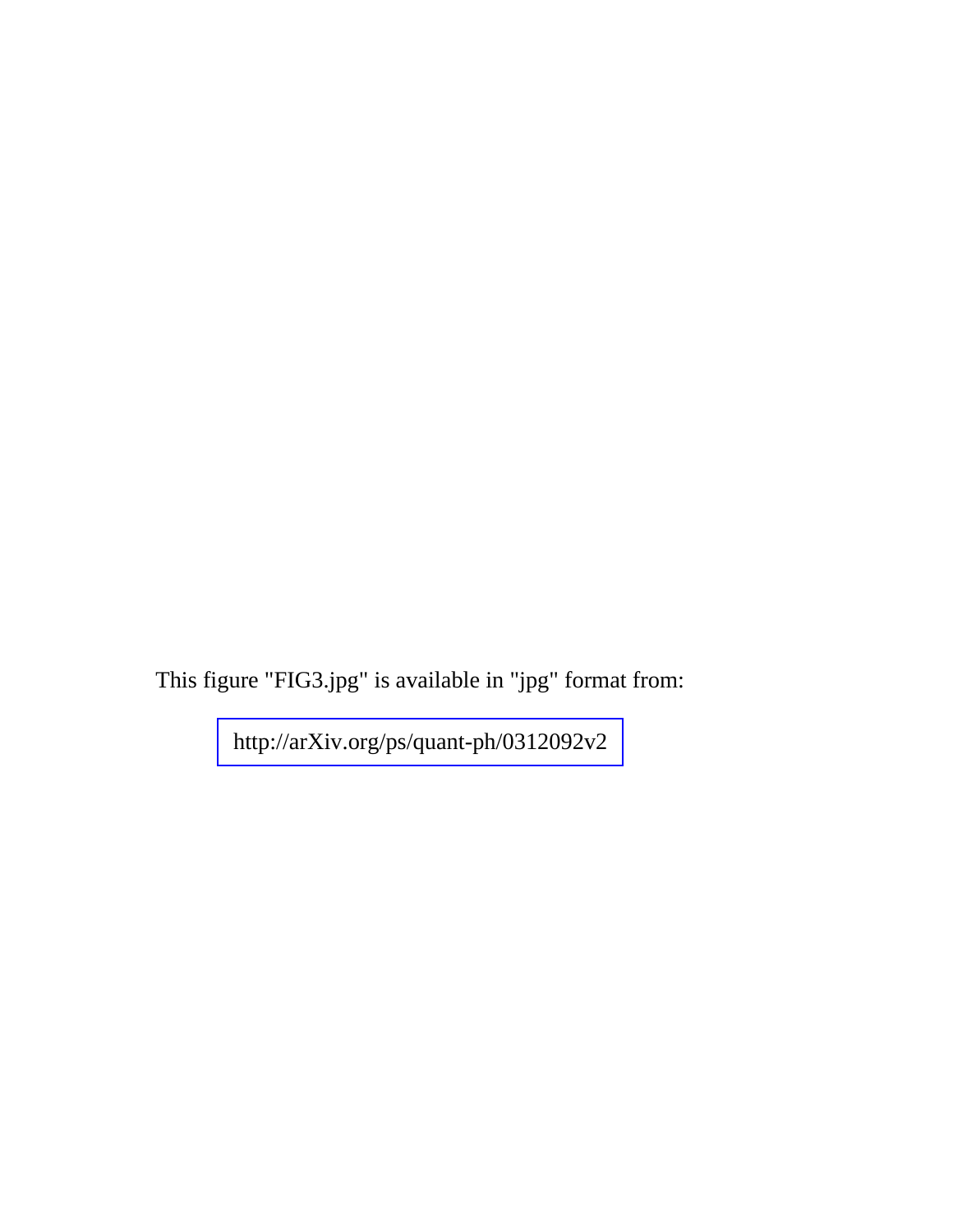This figure "FIG3.jpg" is available in "jpg" format from:

http://arXiv.org/ps/quant-ph/0312092v2